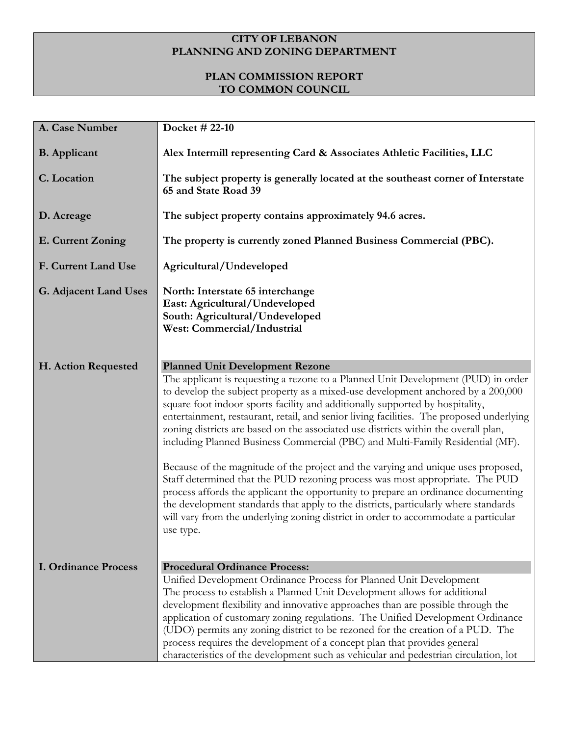**CITY OF LEBANON**
**PLANNING AND ZONING DEPARTMENT**

**PLAN COMMISSION REPORT**
**TO COMMON COUNCIL**

| | |
|---|---|
| **A. Case Number** | **Docket # 22-10** |
| **B. Applicant** | **Alex Intermill representing Card & Associates Athletic Facilities, LLC** |
| **C. Location** | **The subject property is generally located at the southeast corner of Interstate 65 and State Road 39** |
| **D. Acreage** | **The subject property contains approximately 94.6 acres.** |
| **E. Current Zoning** | **The property is currently zoned Planned Business Commercial (PBC).** |
| **F. Current Land Use** | **Agricultural/Undeveloped** |
| **G. Adjacent Land Uses** | **North: Interstate 65 interchange**<br>**East: Agricultural/Undeveloped**<br>**South: Agricultural/Undeveloped**<br>**West: Commercial/Industrial** |
| **H. Action Requested** | **Planned Unit Development Rezone**<br>The applicant is requesting a rezone to a Planned Unit Development (PUD) in order to develop the subject property as a mixed-use development anchored by a 200,000 square foot indoor sports facility and additionally supported by hospitality, entertainment, restaurant, retail, and senior living facilities. The proposed underlying zoning districts are based on the associated use districts within the overall plan, including Planned Business Commercial (PBC) and Multi-Family Residential (MF).<br><br>Because of the magnitude of the project and the varying and unique uses proposed, Staff determined that the PUD rezoning process was most appropriate. The PUD process affords the applicant the opportunity to prepare an ordinance documenting the development standards that apply to the districts, particularly where standards will vary from the underlying zoning district in order to accommodate a particular use type. |
| **I. Ordinance Process** | **Procedural Ordinance Process:**<br>Unified Development Ordinance Process for Planned Unit Development<br>The process to establish a Planned Unit Development allows for additional development flexibility and innovative approaches than are possible through the application of customary zoning regulations. The Unified Development Ordinance (UDO) permits any zoning district to be rezoned for the creation of a PUD. The process requires the development of a concept plan that provides general characteristics of the development such as vehicular and pedestrian circulation, lot |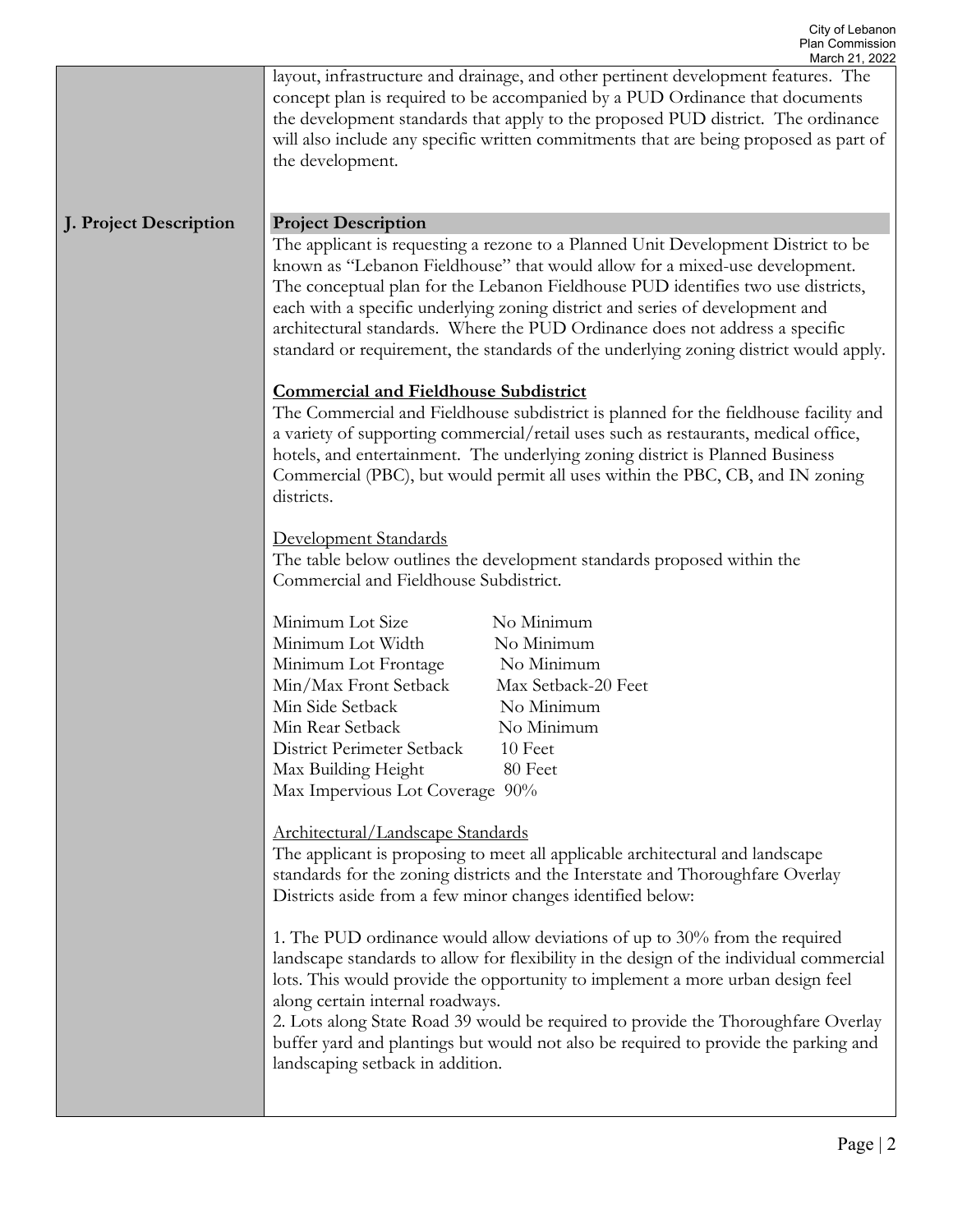layout, infrastructure and drainage, and other pertinent development features. The concept plan is required to be accompanied by a PUD Ordinance that documents the development standards that apply to the proposed PUD district. The ordinance will also include any specific written commitments that are being proposed as part of the development.

## J. Project Description

### Project Description

The applicant is requesting a rezone to a Planned Unit Development District to be known as "Lebanon Fieldhouse" that would allow for a mixed-use development. The conceptual plan for the Lebanon Fieldhouse PUD identifies two use districts, each with a specific underlying zoning district and series of development and architectural standards. Where the PUD Ordinance does not address a specific standard or requirement, the standards of the underlying zoning district would apply.

**Commercial and Fieldhouse Subdistrict**

The Commercial and Fieldhouse subdistrict is planned for the fieldhouse facility and a variety of supporting commercial/retail uses such as restaurants, medical office, hotels, and entertainment. The underlying zoning district is Planned Business Commercial (PBC), but would permit all uses within the PBC, CB, and IN zoning districts.

Development Standards

The table below outlines the development standards proposed within the Commercial and Fieldhouse Subdistrict.

| Standard | Requirement |
|---|---|
| Minimum Lot Size | No Minimum |
| Minimum Lot Width | No Minimum |
| Minimum Lot Frontage | No Minimum |
| Min/Max Front Setback | Max Setback-20 Feet |
| Min Side Setback | No Minimum |
| Min Rear Setback | No Minimum |
| District Perimeter Setback | 10 Feet |
| Max Building Height | 80 Feet |
| Max Impervious Lot Coverage | 90% |

Architectural/Landscape Standards

The applicant is proposing to meet all applicable architectural and landscape standards for the zoning districts and the Interstate and Thoroughfare Overlay Districts aside from a few minor changes identified below:

1. The PUD ordinance would allow deviations of up to 30% from the required landscape standards to allow for flexibility in the design of the individual commercial lots. This would provide the opportunity to implement a more urban design feel along certain internal roadways.
2. Lots along State Road 39 would be required to provide the Thoroughfare Overlay buffer yard and plantings but would not also be required to provide the parking and landscaping setback in addition.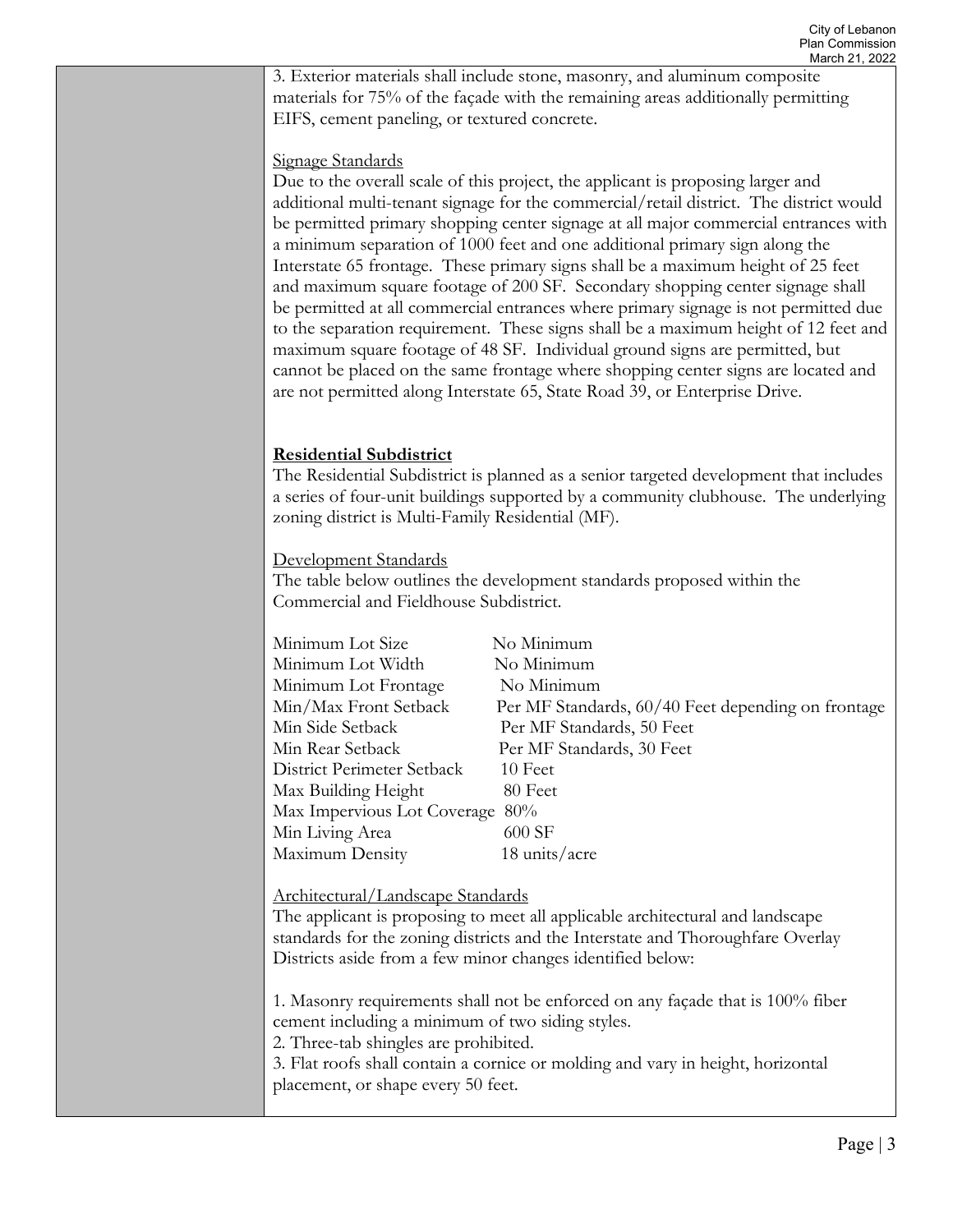3. Exterior materials shall include stone, masonry, and aluminum composite materials for 75% of the façade with the remaining areas additionally permitting EIFS, cement paneling, or textured concrete.

Signage Standards

Due to the overall scale of this project, the applicant is proposing larger and additional multi-tenant signage for the commercial/retail district. The district would be permitted primary shopping center signage at all major commercial entrances with a minimum separation of 1000 feet and one additional primary sign along the Interstate 65 frontage. These primary signs shall be a maximum height of 25 feet and maximum square footage of 200 SF. Secondary shopping center signage shall be permitted at all commercial entrances where primary signage is not permitted due to the separation requirement. These signs shall be a maximum height of 12 feet and maximum square footage of 48 SF. Individual ground signs are permitted, but cannot be placed on the same frontage where shopping center signs are located and are not permitted along Interstate 65, State Road 39, or Enterprise Drive.

**Residential Subdistrict**

The Residential Subdistrict is planned as a senior targeted development that includes a series of four-unit buildings supported by a community clubhouse. The underlying zoning district is Multi-Family Residential (MF).

Development Standards

The table below outlines the development standards proposed within the Commercial and Fieldhouse Subdistrict.

| | |
|---|---|
| Minimum Lot Size | No Minimum |
| Minimum Lot Width | No Minimum |
| Minimum Lot Frontage | No Minimum |
| Min/Max Front Setback | Per MF Standards, 60/40 Feet depending on frontage |
| Min Side Setback | Per MF Standards, 50 Feet |
| Min Rear Setback | Per MF Standards, 30 Feet |
| District Perimeter Setback | 10 Feet |
| Max Building Height | 80 Feet |
| Max Impervious Lot Coverage | 80% |
| Min Living Area | 600 SF |
| Maximum Density | 18 units/acre |

Architectural/Landscape Standards

The applicant is proposing to meet all applicable architectural and landscape standards for the zoning districts and the Interstate and Thoroughfare Overlay Districts aside from a few minor changes identified below:

1. Masonry requirements shall not be enforced on any façade that is 100% fiber cement including a minimum of two siding styles.
2. Three-tab shingles are prohibited.
3. Flat roofs shall contain a cornice or molding and vary in height, horizontal placement, or shape every 50 feet.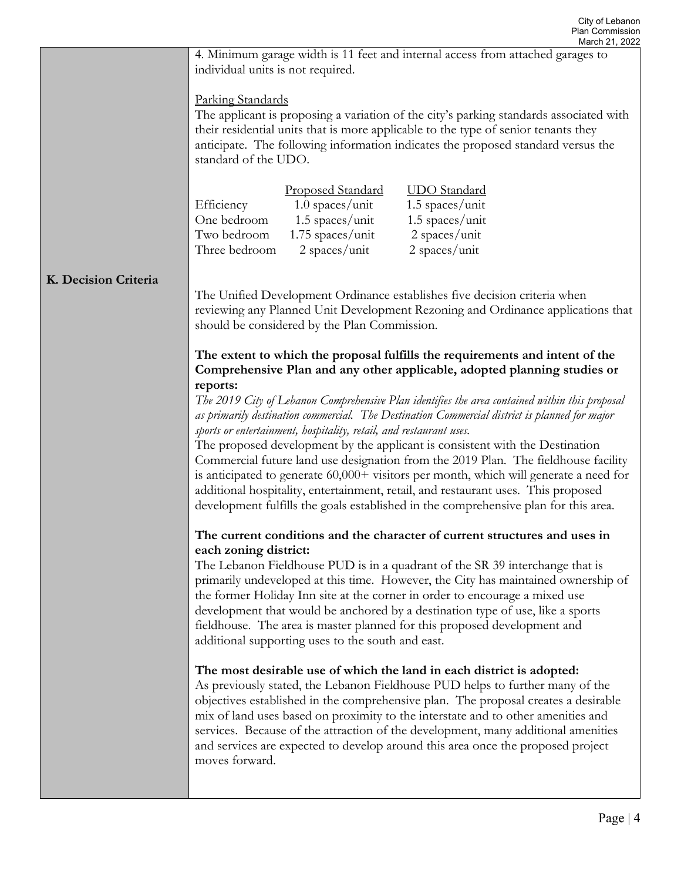4. Minimum garage width is 11 feet and internal access from attached garages to individual units is not required.

Parking Standards

The applicant is proposing a variation of the city's parking standards associated with their residential units that is more applicable to the type of senior tenants they anticipate. The following information indicates the proposed standard versus the standard of the UDO.

| | Proposed Standard | UDO Standard |
|---|---|---|
| Efficiency | 1.0 spaces/unit | 1.5 spaces/unit |
| One bedroom | 1.5 spaces/unit | 1.5 spaces/unit |
| Two bedroom | 1.75 spaces/unit | 2 spaces/unit |
| Three bedroom | 2 spaces/unit | 2 spaces/unit |

## K. Decision Criteria

The Unified Development Ordinance establishes five decision criteria when reviewing any Planned Unit Development Rezoning and Ordinance applications that should be considered by the Plan Commission.

**The extent to which the proposal fulfills the requirements and intent of the Comprehensive Plan and any other applicable, adopted planning studies or reports:**

*The 2019 City of Lebanon Comprehensive Plan identifies the area contained within this proposal as primarily destination commercial. The Destination Commercial district is planned for major sports or entertainment, hospitality, retail, and restaurant uses.*

The proposed development by the applicant is consistent with the Destination Commercial future land use designation from the 2019 Plan. The fieldhouse facility is anticipated to generate 60,000+ visitors per month, which will generate a need for additional hospitality, entertainment, retail, and restaurant uses. This proposed development fulfills the goals established in the comprehensive plan for this area.

**The current conditions and the character of current structures and uses in each zoning district:**

The Lebanon Fieldhouse PUD is in a quadrant of the SR 39 interchange that is primarily undeveloped at this time. However, the City has maintained ownership of the former Holiday Inn site at the corner in order to encourage a mixed use development that would be anchored by a destination type of use, like a sports fieldhouse. The area is master planned for this proposed development and additional supporting uses to the south and east.

**The most desirable use of which the land in each district is adopted:**

As previously stated, the Lebanon Fieldhouse PUD helps to further many of the objectives established in the comprehensive plan. The proposal creates a desirable mix of land uses based on proximity to the interstate and to other amenities and services. Because of the attraction of the development, many additional amenities and services are expected to develop around this area once the proposed project moves forward.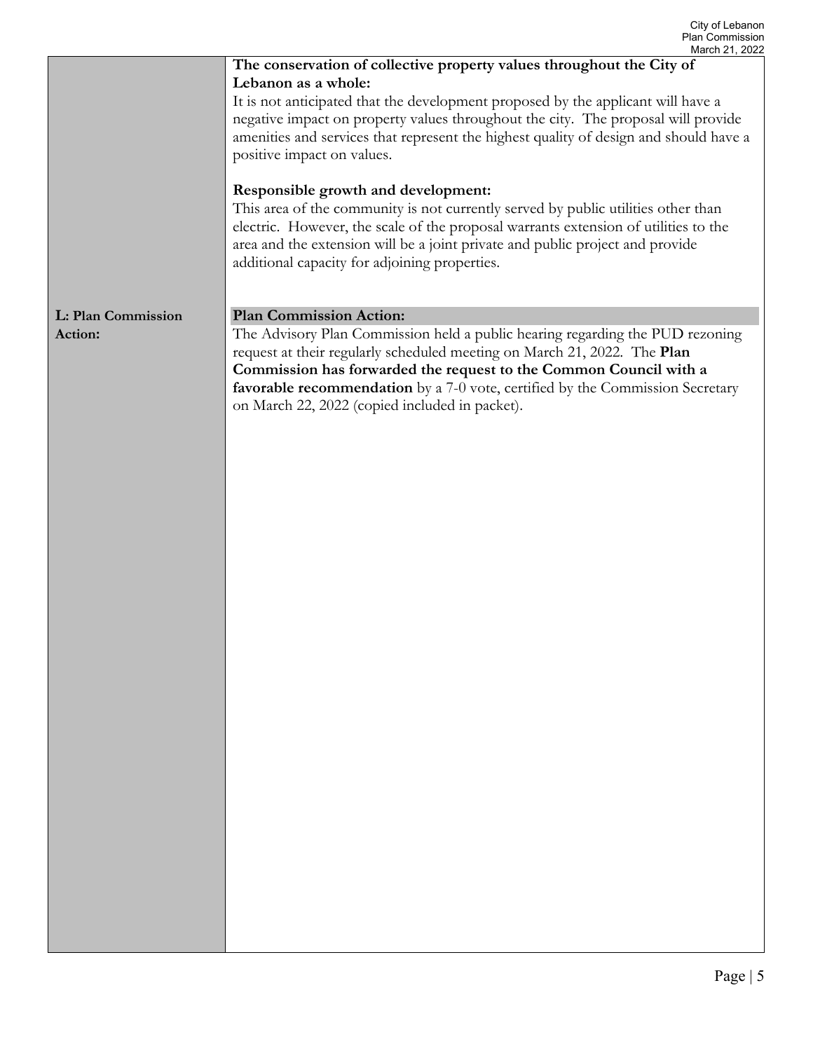**The conservation of collective property values throughout the City of Lebanon as a whole:**

It is not anticipated that the development proposed by the applicant will have a negative impact on property values throughout the city. The proposal will provide amenities and services that represent the highest quality of design and should have a positive impact on values.

**Responsible growth and development:**

This area of the community is not currently served by public utilities other than electric. However, the scale of the proposal warrants extension of utilities to the area and the extension will be a joint private and public project and provide additional capacity for adjoining properties.

**L: Plan Commission Action:**

**Plan Commission Action:**

The Advisory Plan Commission held a public hearing regarding the PUD rezoning request at their regularly scheduled meeting on March 21, 2022. The **Plan Commission has forwarded the request to the Common Council with a favorable recommendation** by a 7-0 vote, certified by the Commission Secretary on March 22, 2022 (copied included in packet).